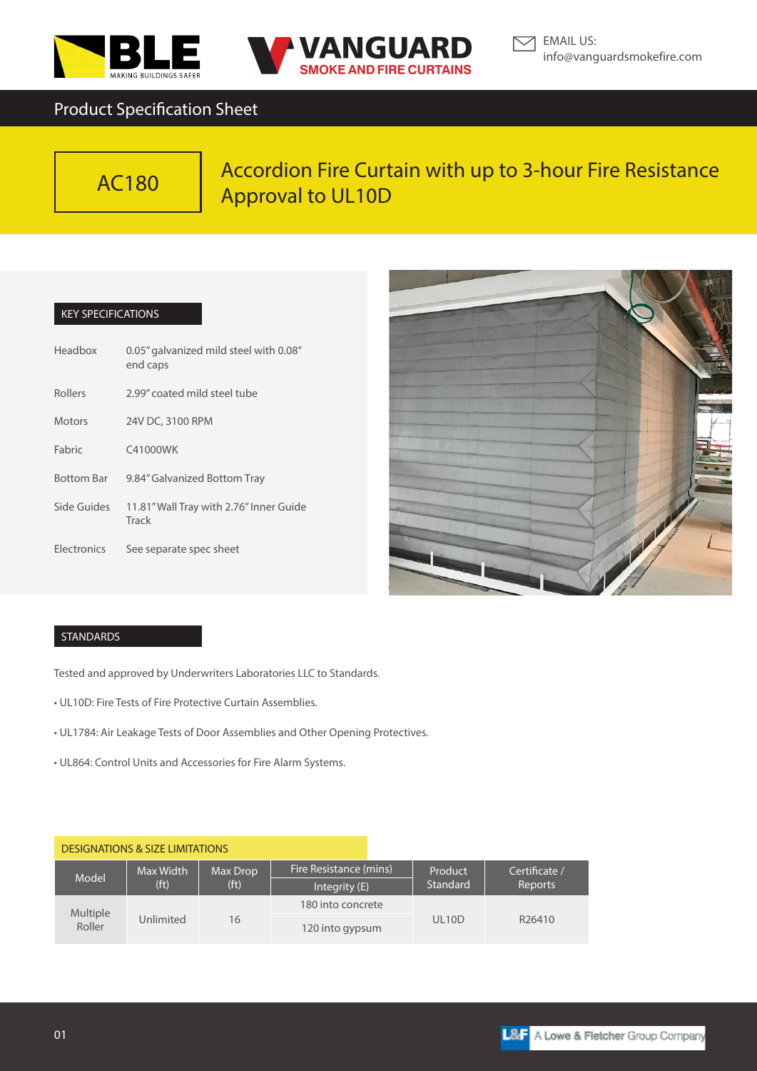BLE — MAKING BUILDINGS SAFER

VANGUARD — SMOKE AND FIRE CURTAINS

EMAIL US:
info@vanguardsmokefire.com

Product Specification Sheet

# AC180

## Accordion Fire Curtain with up to 3-hour Fire Resistance Approval to UL10D

### KEY SPECIFICATIONS

| | |
|---|---|
| Headbox | 0.05" galvanized mild steel with 0.08" end caps |
| Rollers | 2.99" coated mild steel tube |
| Motors | 24V DC, 3100 RPM |
| Fabric | C41000WK |
| Bottom Bar | 9.84" Galvanized Bottom Tray |
| Side Guides | 11.81" Wall Tray with 2.76" Inner Guide Track |
| Electronics | See separate spec sheet |

### STANDARDS

Tested and approved by Underwriters Laboratories LLC to Standards.

- UL10D: Fire Tests of Fire Protective Curtain Assemblies.
- UL1784: Air Leakage Tests of Door Assemblies and Other Opening Protectives.
- UL864: Control Units and Accessories for Fire Alarm Systems.

### DESIGNATIONS & SIZE LIMITATIONS

| Model | Max Width (ft) | Max Drop (ft) | Fire Resistance (mins) | Product Standard | Certificate / Reports |
|---|---|---|---|---|---|
| | | | Integrity (E) | | |
| Multiple Roller | Unlimited | 16 | 180 into concrete | UL10D | R26410 |
| | | | 120 into gypsum | | |

L&F A Lowe & Fletcher Group Company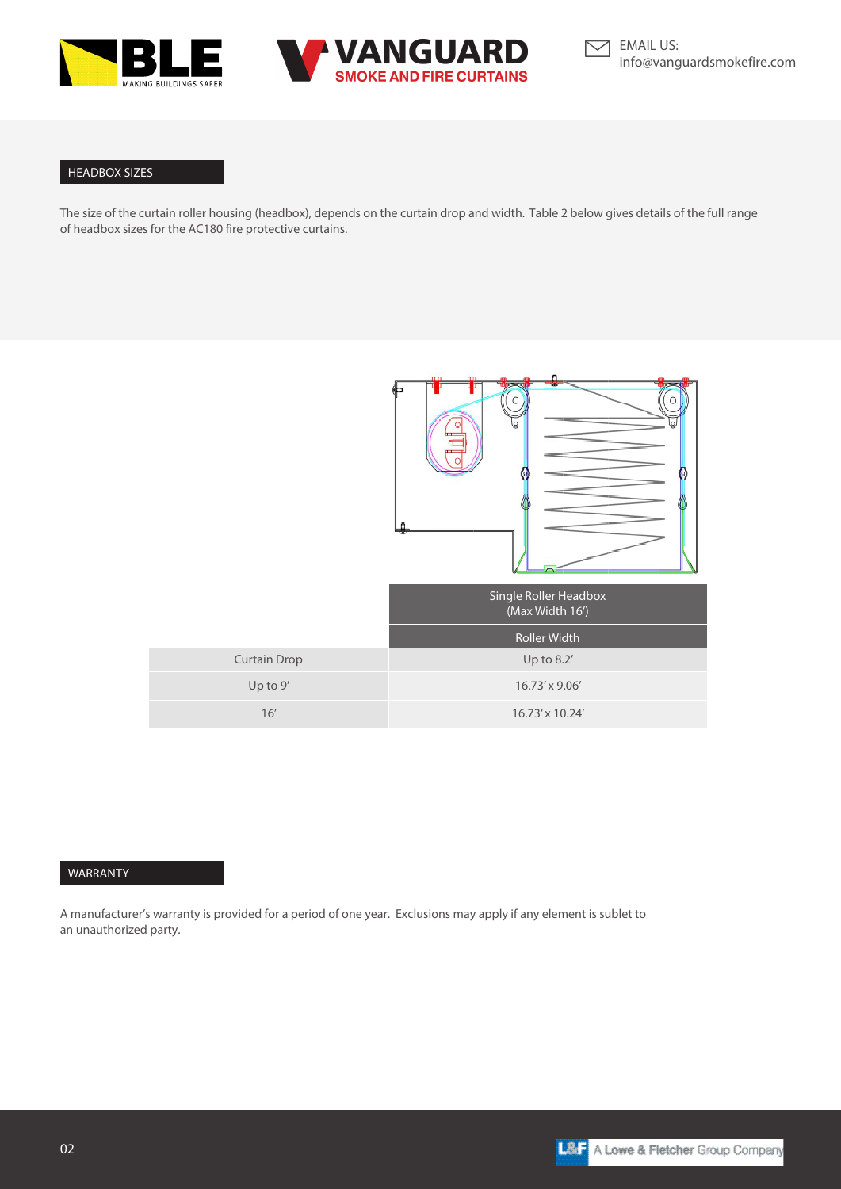## HEADBOX SIZES

The size of the curtain roller housing (headbox), depends on the curtain drop and width. Table 2 below gives details of the full range of headbox sizes for the AC180 fire protective curtains.

| | Single Roller Headbox (Max Width 16′) |
|---|---|
| | Roller Width |
| Curtain Drop | Up to 8.2′ |
| Up to 9′ | 16.73′ x 9.06′ |
| 16′ | 16.73′ x 10.24′ |

## WARRANTY

A manufacturer's warranty is provided for a period of one year. Exclusions may apply if any element is sublet to an unauthorized party.